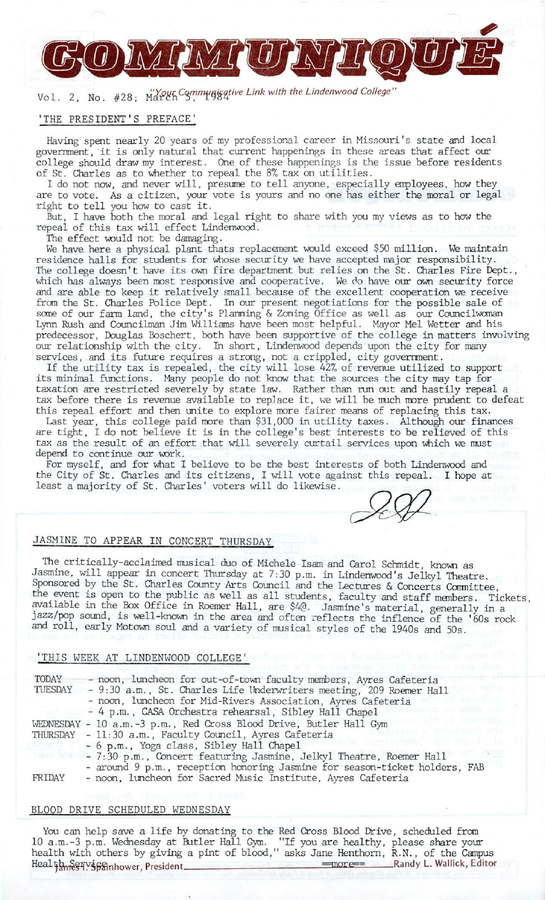# COMMUNIQUÉ

Vol. 2, No. #28; March 5, 1984 — *"Your Communicative Link with the Lindenwood College"*

## 'THE PRESIDENT'S PREFACE'

Having spent nearly 20 years of my professional career in Missouri's state and local government, it is only natural that current happenings in these areas that affect our college should draw my interest. One of these happenings is the issue before residents of St. Charles as to whether to repeal the 8% tax on utilities.

I do not now, and never will, presume to tell anyone, especially employees, how they are to vote. As a citizen, your vote is yours and no one has either the moral or legal right to tell you how to cast it.

But, I have both the moral and legal right to share with you my views as to how the repeal of this tax will effect Lindenwood.

The effect would not be damaging.

We have here a physical plant thats replacement would exceed $50 million. We maintain residence halls for students for whose security we have accepted major responsibility. The college doesn't have its own fire department but relies on the St. Charles Fire Dept., which has always been most responsive and cooperative. We do have our own security force and are able to keep it relatively small because of the excellent cooperation we receive from the St. Charles Police Dept. In our present negotiations for the possible sale of some of our farm land, the city's Planning & Zoning Office as well as our Councilwoman Lynn Rush and Councilman Jim Williams have been most helpful. Mayor Mel Wetter and his predecessor, Douglas Boschert, both have been supportive of the college in matters involving our relationship with the city. In short, Lindenwood depends upon the city for many services, and its future requires a strong, not a crippled, city government.

If the utility tax is repealed, the city will lose 42% of revenue utilized to support its minimal functions. Many people do not know that the sources the city may tap for taxation are restricted severely by state law. Rather than run out and hastily repeal a tax before there is revenue available to replace it, we will be much more prudent to defeat this repeal effort and then unite to explore more fairer means of replacing this tax.

Last year, this college paid more than $31,000 in utility taxes. Although our finances are tight, I do not believe it is in the college's best interests to be relieved of this tax as the result of an effort that will severely curtail services upon which we must depend to continue our work.

For myself, and for what I believe to be the best interests of both Lindenwood and the City of St. Charles and its citizens, I will vote against this repeal. I hope at least a majority of St. Charles' voters will do likewise.

## JASMINE TO APPEAR IN CONCERT THURSDAY

The critically-acclaimed musical duo of Michele Isam and Carol Schmidt, known as Jasmine, will appear in concert Thursday at 7:30 p.m. in Lindenwood's Jelkyl Theatre. Sponsored by the St. Charles County Arts Council and the Lectures & Concerts Committee, the event is open to the public as well as all students, faculty and staff members. Tickets, available in the Box Office in Roemer Hall, are $4@. Jasmine's material, generally in a jazz/pop sound, is well-known in the area and often reflects the inflence of the '60s rock and roll, early Motown soul and a variety of musical styles of the 1940s and 50s.

## 'THIS WEEK AT LINDENWOOD COLLEGE'

TODAY - noon, luncheon for out-of-town faculty members, Ayres Cafeteria

TUESDAY - 9:30 a.m., St. Charles Life Underwriters meeting, 209 Roemer Hall
- noon, luncheon for Mid-Rivers Association, Ayres Cafeteria
- 4 p.m., CASA Orchestra rehearsal, Sibley Hall Chapel

WEDNESDAY - 10 a.m.-3 p.m., Red Cross Blood Drive, Butler Hall Gym

THURSDAY - 11:30 a.m., Faculty Council, Ayres Cafeteria
- 6 p.m., Yoga class, Sibley Hall Chapel
- 7:30 p.m., Concert featuring Jasmine, Jelkyl Theatre, Roemer Hall
- around 9 p.m., reception honoring Jasmine for season-ticket holders, FAB

FRIDAY - noon, luncheon for Sacred Music Institute, Ayres Cafeteria

## BLOOD DRIVE SCHEDULED WEDNESDAY

You can help save a life by donating to the Red Cross Blood Drive, scheduled from 10 a.m.-3 p.m. Wednesday at Butler Hall Gym. "If you are healthy, please share your health with others by giving a pint of blood," asks Jane Henthorn, R.N., of the Campus Health Service.

=more=

James I. Spainhower, President — Randy L. Wallick, Editor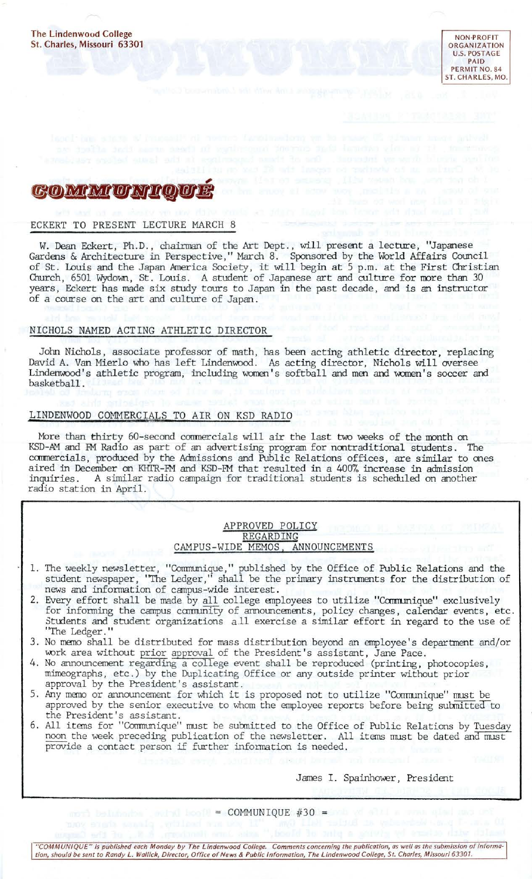The Lindenwood College
St. Charles, Missouri 63301

NON-PROFIT ORGANIZATION
U.S. POSTAGE
PAID
PERMIT NO. 84
ST. CHARLES, MO.

# COMMUNIQUE

## ECKERT TO PRESENT LECTURE MARCH 8

W. Dean Eckert, Ph.D., chairman of the Art Dept., will present a lecture, "Japanese Gardens & Architecture in Perspective," March 8. Sponsored by the World Affairs Council of St. Louis and the Japan America Society, it will begin at 5 p.m. at the First Christian Church, 6501 Wydown, St. Louis. A student of Japanese art and culture for more than 30 years, Eckert has made six study tours to Japan in the past decade, and is an instructor of a course on the art and culture of Japan.

## NICHOLS NAMED ACTING ATHLETIC DIRECTOR

John Nichols, associate professor of math, has been acting athletic director, replacing David A. Van Mierlo who has left Lindenwood. As acting director, Nichols will oversee Lindenwood's athletic program, including women's softball and men and women's soccer and basketball.

## LINDENWOOD COMMERCIALS TO AIR ON KSD RADIO

More than thirty 60-second commercials will air the last two weeks of the month on KSD-AM and FM Radio as part of an advertising program for nontraditional students. The commercials, produced by the Admissions and Public Relations offices, are similar to ones aired in December on KHTR-FM and KSD-FM that resulted in a 400% increase in admission inquiries. A similar radio campaign for traditional students is scheduled on another radio station in April.

## APPROVED POLICY REGARDING CAMPUS-WIDE MEMOS, ANNOUNCEMENTS

1. The weekly newsletter, "Communique," published by the Office of Public Relations and the student newspaper, "The Ledger," shall be the primary instruments for the distribution of news and information of campus-wide interest.
2. Every effort shall be made by all college employees to utilize "Communique" exclusively for informing the campus community of announcements, policy changes, calendar events, etc. Students and student organizations all exercise a similar effort in regard to the use of "The Ledger."
3. No memo shall be distributed for mass distribution beyond an employee's department and/or work area without prior approval of the President's assistant, Jane Pace.
4. No announcement regarding a college event shall be reproduced (printing, photocopies, mimeographs, etc.) by the Duplicating Office or any outside printer without prior approval by the President's assistant.
5. Any memo or announcement for which it is proposed not to utilize "Communique" must be approved by the senior executive to whom the employee reports before being submitted to the President's assistant.
6. All items for "Communique" must be submitted to the Office of Public Relations by Tuesday noon the week preceding publication of the newsletter. All items must be dated and must provide a contact person if further information is needed.

James I. Spainhower, President

= COMMUNIQUE #30 =

*"COMMUNIQUE" is published each Monday by The Lindenwood College. Comments concerning the publication, as well as the submission of information, should be sent to Randy L. Wallick, Director, Office of News & Public Information, The Lindenwood College, St. Charles, Missouri 63301.*